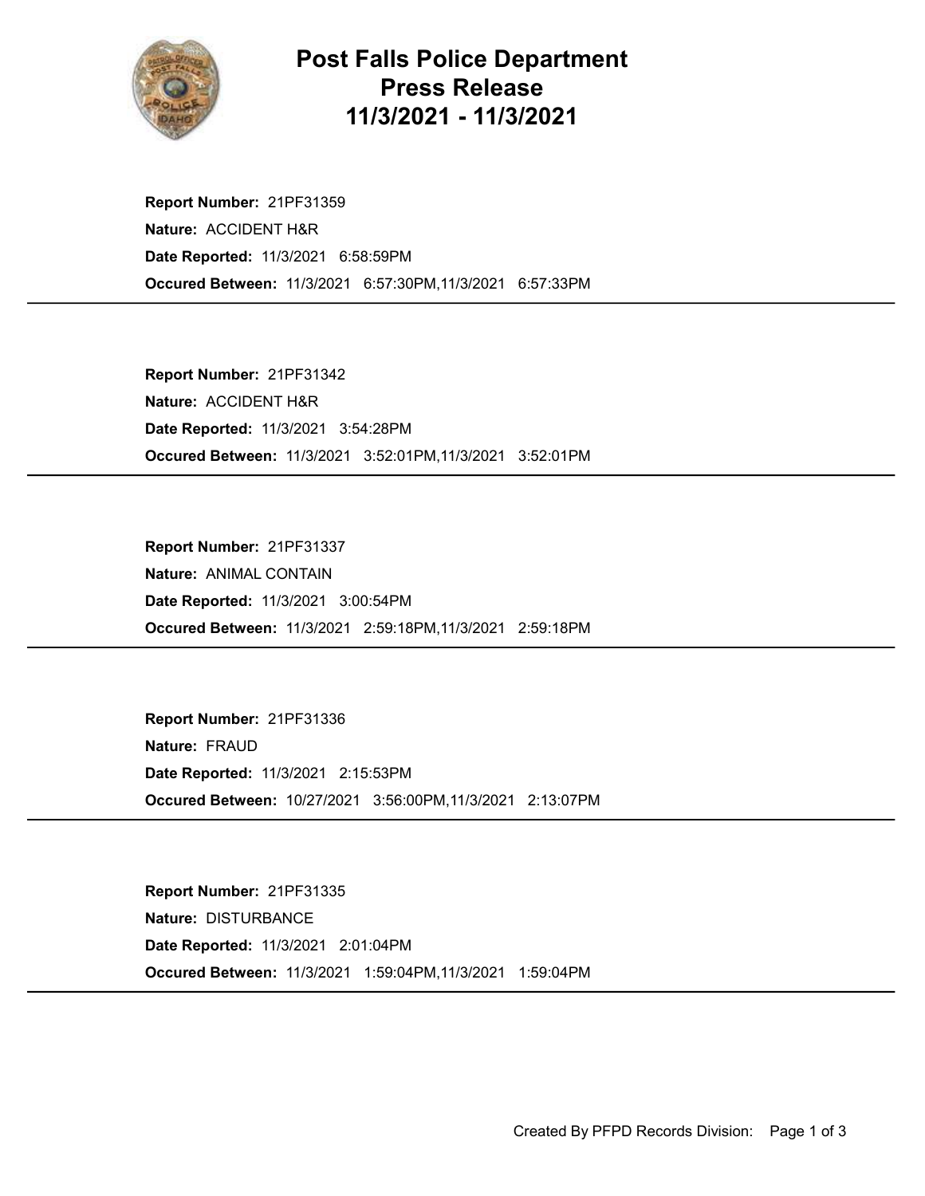# Post Falls Police Department Press Release 11/3/2021 - 11/3/2021

**Report Number:** 21PF31359
**Nature:** ACCIDENT H&R
**Date Reported:** 11/3/2021 6:58:59PM
**Occured Between:** 11/3/2021 6:57:30PM,11/3/2021 6:57:33PM

---

**Report Number:** 21PF31342
**Nature:** ACCIDENT H&R
**Date Reported:** 11/3/2021 3:54:28PM
**Occured Between:** 11/3/2021 3:52:01PM,11/3/2021 3:52:01PM

---

**Report Number:** 21PF31337
**Nature:** ANIMAL CONTAIN
**Date Reported:** 11/3/2021 3:00:54PM
**Occured Between:** 11/3/2021 2:59:18PM,11/3/2021 2:59:18PM

---

**Report Number:** 21PF31336
**Nature:** FRAUD
**Date Reported:** 11/3/2021 2:15:53PM
**Occured Between:** 10/27/2021 3:56:00PM,11/3/2021 2:13:07PM

---

**Report Number:** 21PF31335
**Nature:** DISTURBANCE
**Date Reported:** 11/3/2021 2:01:04PM
**Occured Between:** 11/3/2021 1:59:04PM,11/3/2021 1:59:04PM

---

Created By PFPD Records Division: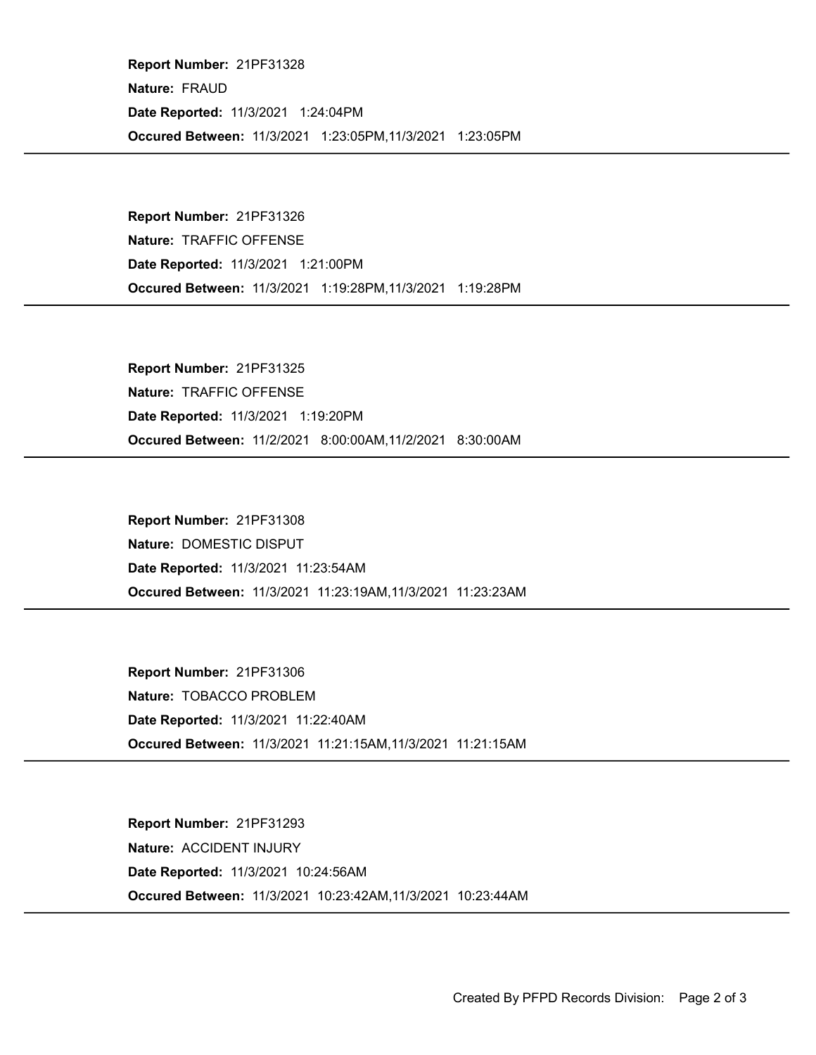**Report Number:** 21PF31328

**Nature:** FRAUD

**Date Reported:** 11/3/2021 1:24:04PM

**Occured Between:** 11/3/2021 1:23:05PM,11/3/2021 1:23:05PM

---

**Report Number:** 21PF31326

**Nature:** TRAFFIC OFFENSE

**Date Reported:** 11/3/2021 1:21:00PM

**Occured Between:** 11/3/2021 1:19:28PM,11/3/2021 1:19:28PM

---

**Report Number:** 21PF31325

**Nature:** TRAFFIC OFFENSE

**Date Reported:** 11/3/2021 1:19:20PM

**Occured Between:** 11/2/2021 8:00:00AM,11/2/2021 8:30:00AM

---

**Report Number:** 21PF31308

**Nature:** DOMESTIC DISPUT

**Date Reported:** 11/3/2021 11:23:54AM

**Occured Between:** 11/3/2021 11:23:19AM,11/3/2021 11:23:23AM

---

**Report Number:** 21PF31306

**Nature:** TOBACCO PROBLEM

**Date Reported:** 11/3/2021 11:22:40AM

**Occured Between:** 11/3/2021 11:21:15AM,11/3/2021 11:21:15AM

---

**Report Number:** 21PF31293

**Nature:** ACCIDENT INJURY

**Date Reported:** 11/3/2021 10:24:56AM

**Occured Between:** 11/3/2021 10:23:42AM,11/3/2021 10:23:44AM

---

Created By PFPD Records Division: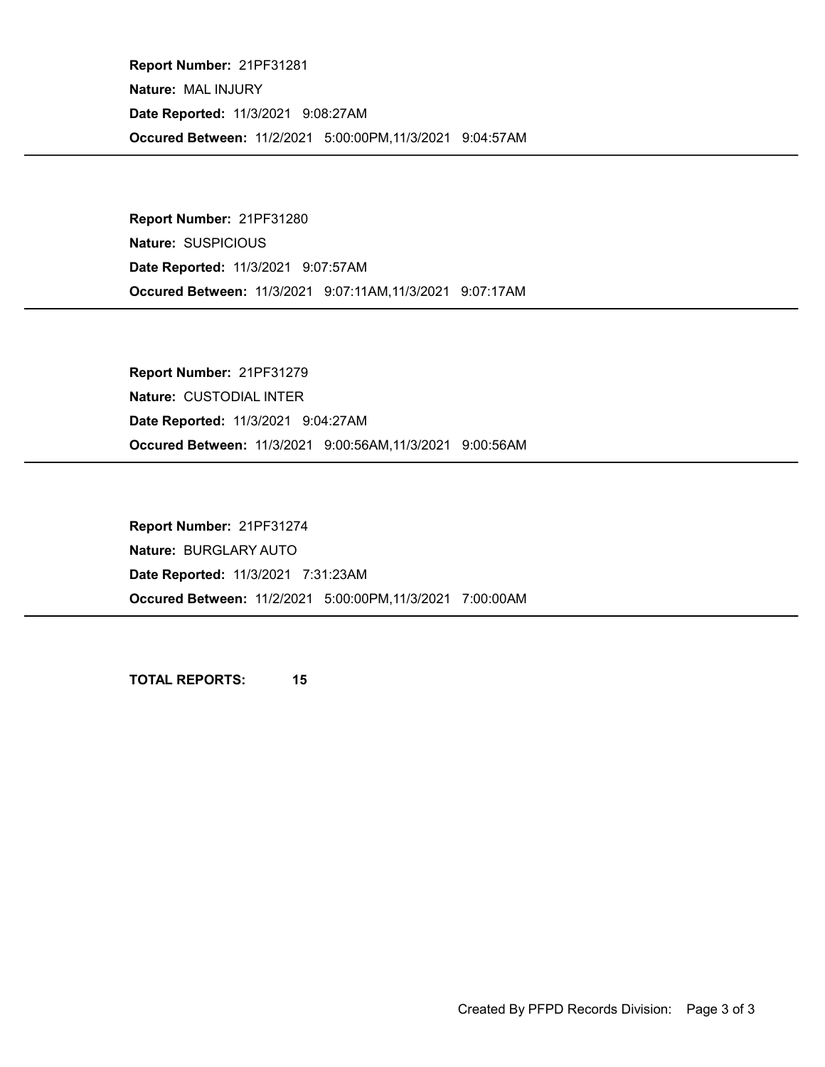**Report Number:** 21PF31281

**Nature:** MAL INJURY

**Date Reported:** 11/3/2021 9:08:27AM

**Occured Between:** 11/2/2021 5:00:00PM,11/3/2021 9:04:57AM

---

**Report Number:** 21PF31280

**Nature:** SUSPICIOUS

**Date Reported:** 11/3/2021 9:07:57AM

**Occured Between:** 11/3/2021 9:07:11AM,11/3/2021 9:07:17AM

---

**Report Number:** 21PF31279

**Nature:** CUSTODIAL INTER

**Date Reported:** 11/3/2021 9:04:27AM

**Occured Between:** 11/3/2021 9:00:56AM,11/3/2021 9:00:56AM

---

**Report Number:** 21PF31274

**Nature:** BURGLARY AUTO

**Date Reported:** 11/3/2021 7:31:23AM

**Occured Between:** 11/2/2021 5:00:00PM,11/3/2021 7:00:00AM

---

**TOTAL REPORTS: 15**